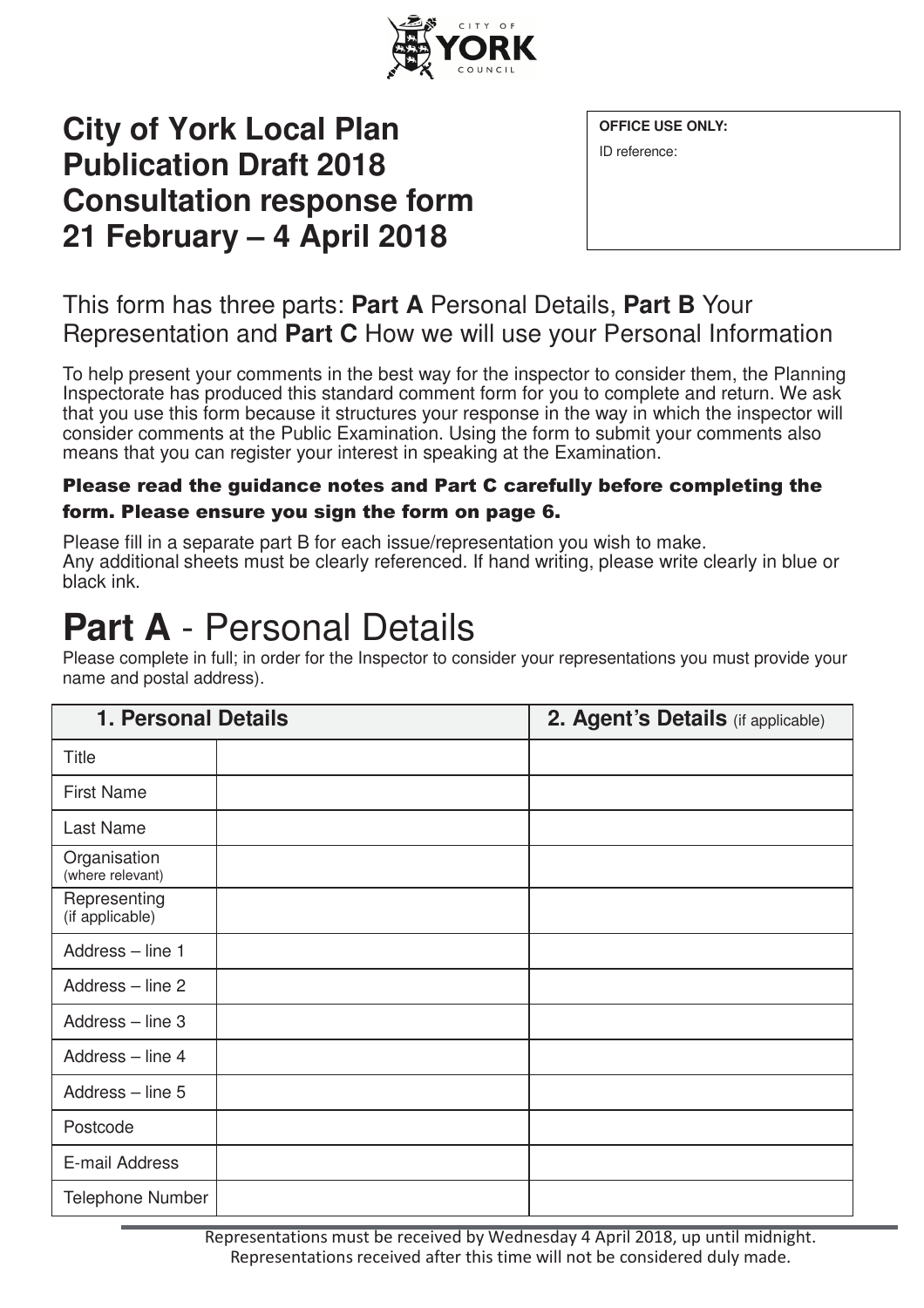# City of York Local Plan Publication Draft 2018 Consultation response form 21 February – 4 April 2018

**OFFICE USE ONLY:**

ID reference:

## This form has three parts: **Part A** Personal Details, **Part B** Your Representation and **Part C** How we will use your Personal Information

To help present your comments in the best way for the inspector to consider them, the Planning Inspectorate has produced this standard comment form for you to complete and return. We ask that you use this form because it structures your response in the way in which the inspector will consider comments at the Public Examination. Using the form to submit your comments also means that you can register your interest in speaking at the Examination.

**Please read the guidance notes and Part C carefully before completing the form. Please ensure you sign the form on page 6.**

Please fill in a separate part B for each issue/representation you wish to make.
Any additional sheets must be clearly referenced. If hand writing, please write clearly in blue or black ink.

# **Part A** - Personal Details

Please complete in full; in order for the Inspector to consider your representations you must provide your name and postal address).

| **1. Personal Details** | | **2. Agent's Details** (if applicable) |
|---|---|---|
| Title | | |
| First Name | | |
| Last Name | | |
| Organisation (where relevant) | | |
| Representing (if applicable) | | |
| Address – line 1 | | |
| Address – line 2 | | |
| Address – line 3 | | |
| Address – line 4 | | |
| Address – line 5 | | |
| Postcode | | |
| E-mail Address | | |
| Telephone Number | | |

Representations must be received by Wednesday 4 April 2018, up until midnight. Representations received after this time will not be considered duly made.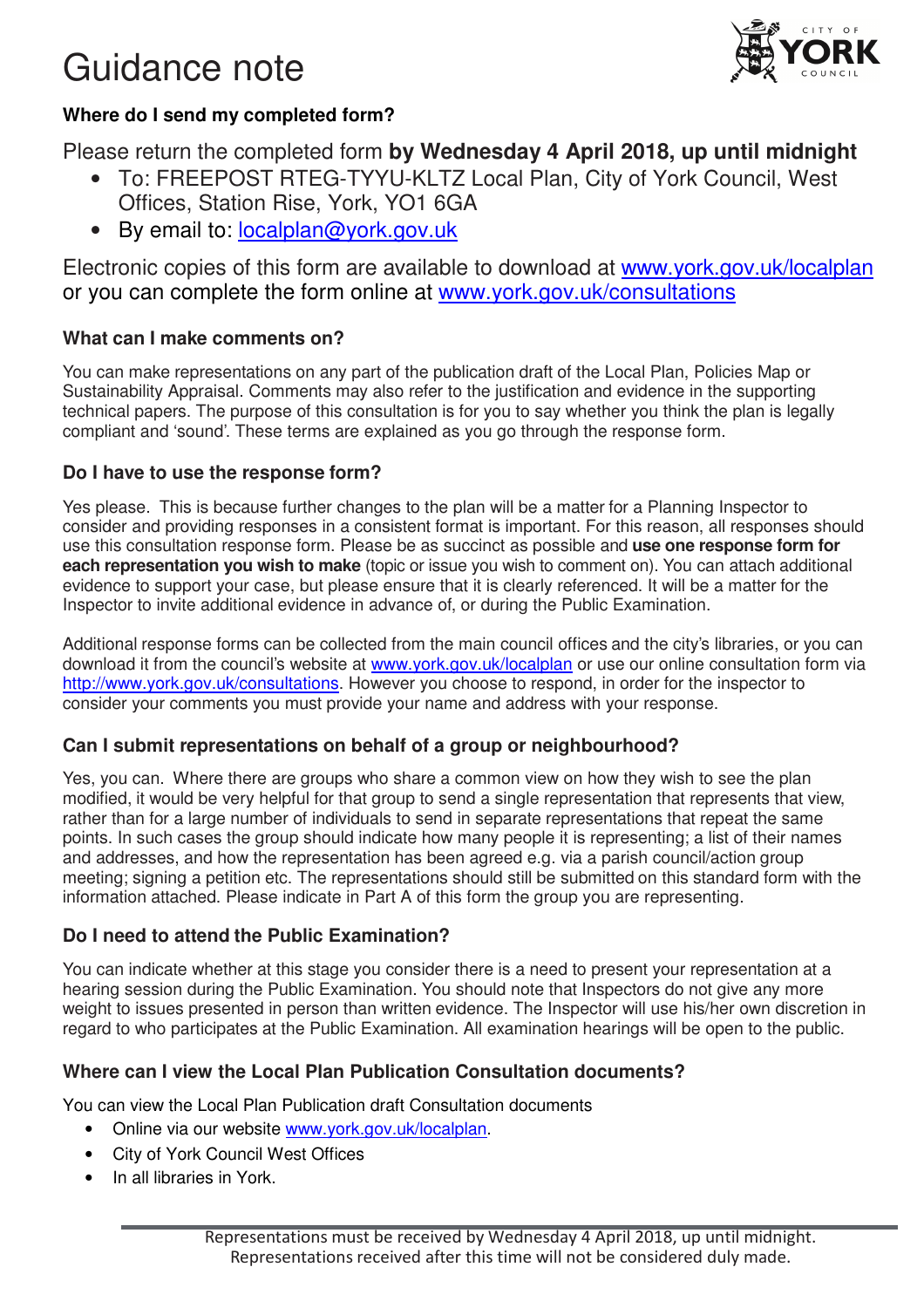# Guidance note

### Where do I send my completed form?

Please return the completed form **by Wednesday 4 April 2018, up until midnight**

- To: FREEPOST RTEG-TYYU-KLTZ Local Plan, City of York Council, West Offices, Station Rise, York, YO1 6GA
- By email to: localplan@york.gov.uk

Electronic copies of this form are available to download at www.york.gov.uk/localplan or you can complete the form online at www.york.gov.uk/consultations

### What can I make comments on?

You can make representations on any part of the publication draft of the Local Plan, Policies Map or Sustainability Appraisal. Comments may also refer to the justification and evidence in the supporting technical papers. The purpose of this consultation is for you to say whether you think the plan is legally compliant and 'sound'. These terms are explained as you go through the response form.

### Do I have to use the response form?

Yes please. This is because further changes to the plan will be a matter for a Planning Inspector to consider and providing responses in a consistent format is important. For this reason, all responses should use this consultation response form. Please be as succinct as possible and **use one response form for each representation you wish to make** (topic or issue you wish to comment on). You can attach additional evidence to support your case, but please ensure that it is clearly referenced. It will be a matter for the Inspector to invite additional evidence in advance of, or during the Public Examination.

Additional response forms can be collected from the main council offices and the city's libraries, or you can download it from the council's website at www.york.gov.uk/localplan or use our online consultation form via http://www.york.gov.uk/consultations. However you choose to respond, in order for the inspector to consider your comments you must provide your name and address with your response.

### Can I submit representations on behalf of a group or neighbourhood?

Yes, you can. Where there are groups who share a common view on how they wish to see the plan modified, it would be very helpful for that group to send a single representation that represents that view, rather than for a large number of individuals to send in separate representations that repeat the same points. In such cases the group should indicate how many people it is representing; a list of their names and addresses, and how the representation has been agreed e.g. via a parish council/action group meeting; signing a petition etc. The representations should still be submitted on this standard form with the information attached. Please indicate in Part A of this form the group you are representing.

### Do I need to attend the Public Examination?

You can indicate whether at this stage you consider there is a need to present your representation at a hearing session during the Public Examination. You should note that Inspectors do not give any more weight to issues presented in person than written evidence. The Inspector will use his/her own discretion in regard to who participates at the Public Examination. All examination hearings will be open to the public.

### Where can I view the Local Plan Publication Consultation documents?

You can view the Local Plan Publication draft Consultation documents

- Online via our website www.york.gov.uk/localplan.
- City of York Council West Offices
- In all libraries in York.

Representations must be received by Wednesday 4 April 2018, up until midnight. Representations received after this time will not be considered duly made.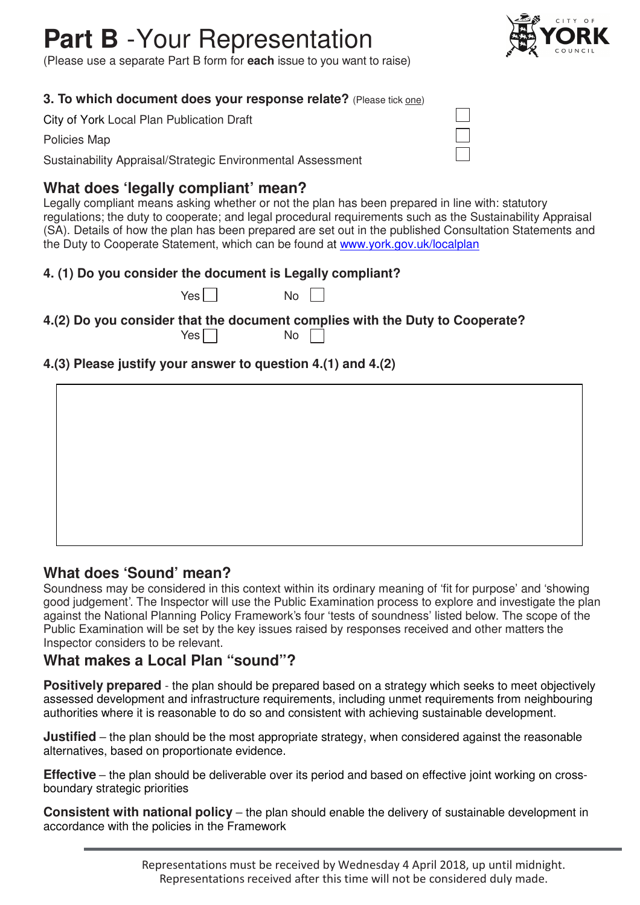# Part B - Your Representation

(Please use a separate Part B form for **each** issue to you want to raise)

### 3. To which document does your response relate? (Please tick one)

City of York Local Plan Publication Draft ☐

Policies Map ☐

Sustainability Appraisal/Strategic Environmental Assessment ☐

## What does 'legally compliant' mean?

Legally compliant means asking whether or not the plan has been prepared in line with: statutory regulations; the duty to cooperate; and legal procedural requirements such as the Sustainability Appraisal (SA). Details of how the plan has been prepared are set out in the published Consultation Statements and the Duty to Cooperate Statement, which can be found at www.york.gov.uk/localplan

### 4. (1) Do you consider the document is Legally compliant?

Yes ☐ No ☐

### 4.(2) Do you consider that the document complies with the Duty to Cooperate?

Yes ☐ No ☐

### 4.(3) Please justify your answer to question 4.(1) and 4.(2)

## What does 'Sound' mean?

Soundness may be considered in this context within its ordinary meaning of 'fit for purpose' and 'showing good judgement'. The Inspector will use the Public Examination process to explore and investigate the plan against the National Planning Policy Framework's four 'tests of soundness' listed below. The scope of the Public Examination will be set by the key issues raised by responses received and other matters the Inspector considers to be relevant.

## What makes a Local Plan "sound"?

**Positively prepared** - the plan should be prepared based on a strategy which seeks to meet objectively assessed development and infrastructure requirements, including unmet requirements from neighbouring authorities where it is reasonable to do so and consistent with achieving sustainable development.

**Justified** – the plan should be the most appropriate strategy, when considered against the reasonable alternatives, based on proportionate evidence.

**Effective** – the plan should be deliverable over its period and based on effective joint working on cross-boundary strategic priorities

**Consistent with national policy** – the plan should enable the delivery of sustainable development in accordance with the policies in the Framework

Representations must be received by Wednesday 4 April 2018, up until midnight. Representations received after this time will not be considered duly made.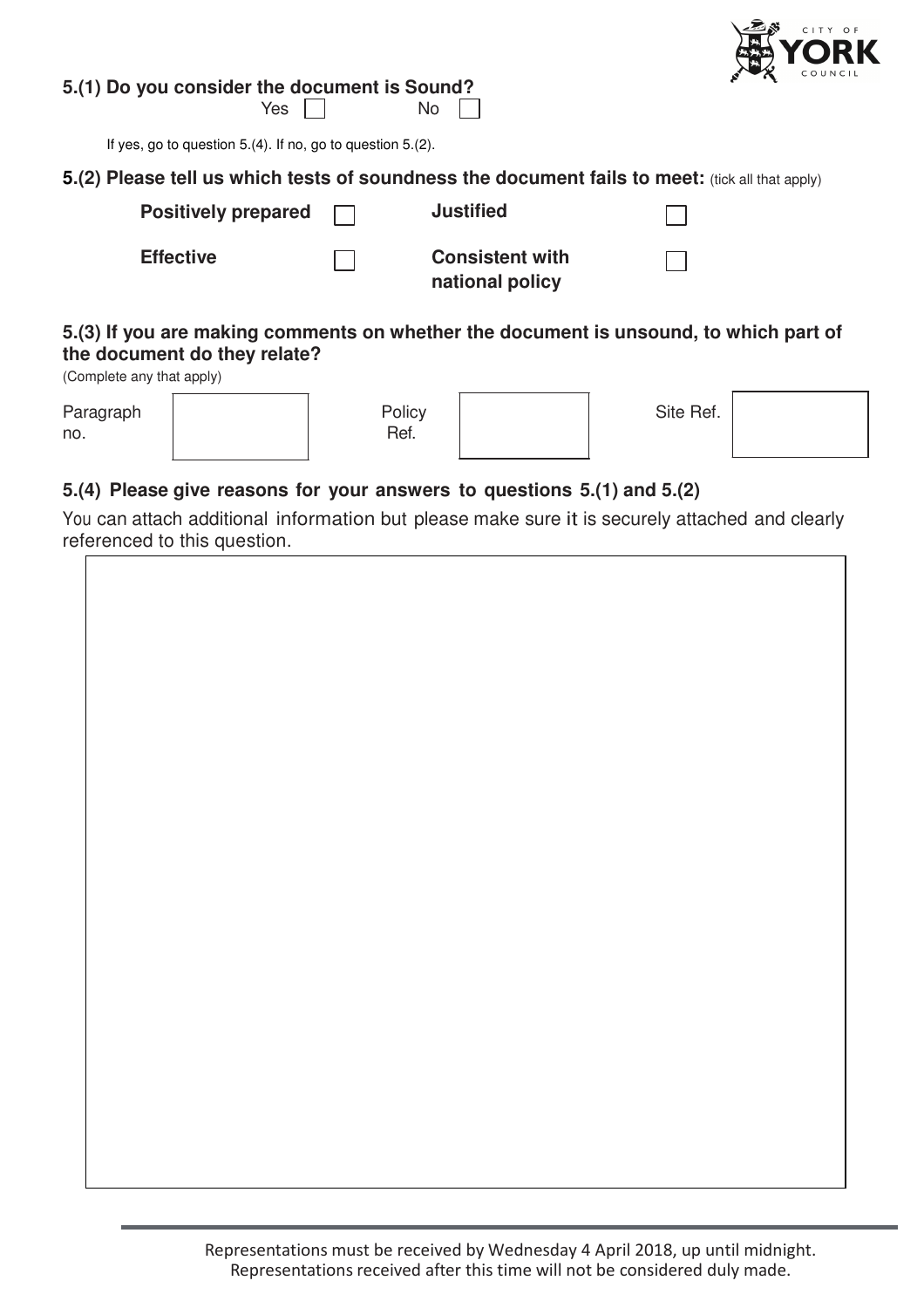**5.(1) Do you consider the document is Sound?**

Yes ☐ No ☐

If yes, go to question 5.(4). If no, go to question 5.(2).

**5.(2) Please tell us which tests of soundness the document fails to meet:** (tick all that apply)

| | | | |
|---|---|---|---|
| **Positively prepared** | ☐ | **Justified** | ☐ |
| **Effective** | ☐ | **Consistent with national policy** | ☐ |

**5.(3) If you are making comments on whether the document is unsound, to which part of the document do they relate?**

(Complete any that apply)

| | | | | | |
|---|---|---|---|---|---|
| Paragraph no. | | Policy Ref. | | Site Ref. | |

**5.(4) Please give reasons for your answers to questions 5.(1) and 5.(2)**

You can attach additional information but please make sure it is securely attached and clearly referenced to this question.

Representations must be received by Wednesday 4 April 2018, up until midnight. Representations received after this time will not be considered duly made.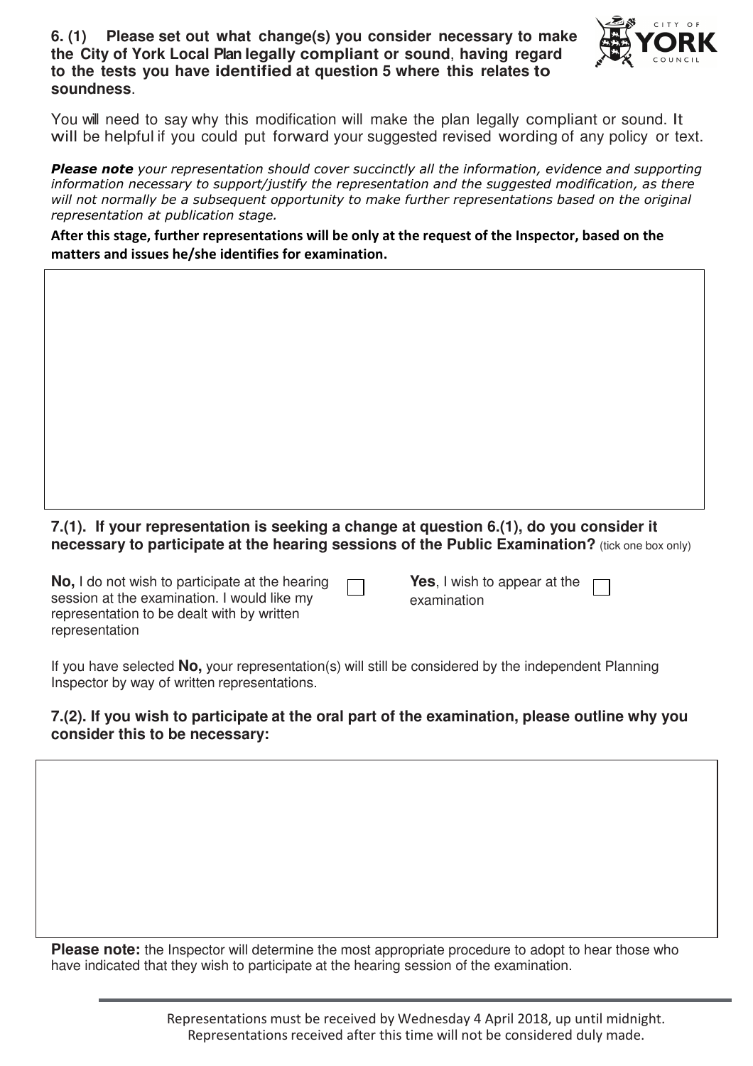**6. (1) Please set out what change(s) you consider necessary to make the City of York Local Plan legally compliant or sound, having regard to the tests you have identified at question 5 where this relates to soundness.**

You will need to say why this modification will make the plan legally compliant or sound. It will be helpful if you could put forward your suggested revised wording of any policy or text.

***Please note*** *your representation should cover succinctly all the information, evidence and supporting information necessary to support/justify the representation and the suggested modification, as there will not normally be a subsequent opportunity to make further representations based on the original representation at publication stage.*

**After this stage, further representations will be only at the request of the Inspector, based on the matters and issues he/she identifies for examination.**

**7.(1). If your representation is seeking a change at question 6.(1), do you consider it necessary to participate at the hearing sessions of the Public Examination?** (tick one box only)

**No,** I do not wish to participate at the hearing session at the examination. I would like my representation to be dealt with by written representation ☐

**Yes**, I wish to appear at the examination ☐

If you have selected **No,** your representation(s) will still be considered by the independent Planning Inspector by way of written representations.

**7.(2). If you wish to participate at the oral part of the examination, please outline why you consider this to be necessary:**

**Please note:** the Inspector will determine the most appropriate procedure to adopt to hear those who have indicated that they wish to participate at the hearing session of the examination.

Representations must be received by Wednesday 4 April 2018, up until midnight. Representations received after this time will not be considered duly made.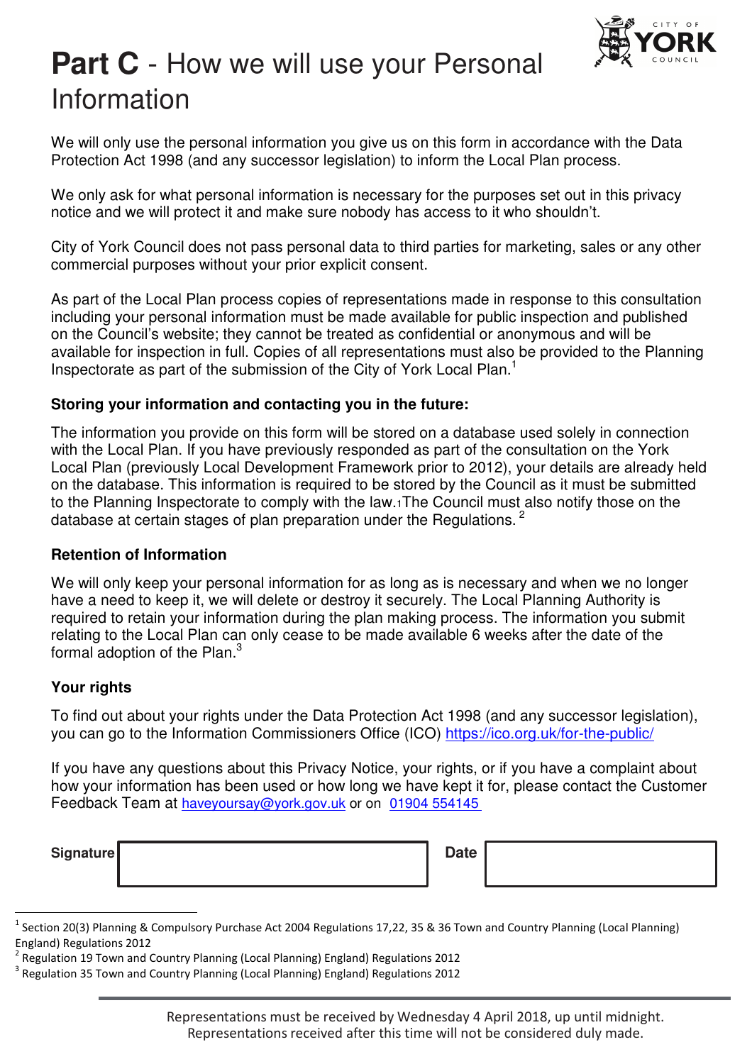# **Part C** - How we will use your Personal Information

We will only use the personal information you give us on this form in accordance with the Data Protection Act 1998 (and any successor legislation) to inform the Local Plan process.

We only ask for what personal information is necessary for the purposes set out in this privacy notice and we will protect it and make sure nobody has access to it who shouldn't.

City of York Council does not pass personal data to third parties for marketing, sales or any other commercial purposes without your prior explicit consent.

As part of the Local Plan process copies of representations made in response to this consultation including your personal information must be made available for public inspection and published on the Council's website; they cannot be treated as confidential or anonymous and will be available for inspection in full. Copies of all representations must also be provided to the Planning Inspectorate as part of the submission of the City of York Local Plan.[1]

### Storing your information and contacting you in the future:

The information you provide on this form will be stored on a database used solely in connection with the Local Plan. If you have previously responded as part of the consultation on the York Local Plan (previously Local Development Framework prior to 2012), your details are already held on the database. This information is required to be stored by the Council as it must be submitted to the Planning Inspectorate to comply with the law.[1] The Council must also notify those on the database at certain stages of plan preparation under the Regulations.[2]

### Retention of Information

We will only keep your personal information for as long as is necessary and when we no longer have a need to keep it, we will delete or destroy it securely. The Local Planning Authority is required to retain your information during the plan making process. The information you submit relating to the Local Plan can only cease to be made available 6 weeks after the date of the formal adoption of the Plan.[3]

### Your rights

To find out about your rights under the Data Protection Act 1998 (and any successor legislation), you can go to the Information Commissioners Office (ICO) https://ico.org.uk/for-the-public/

If you have any questions about this Privacy Notice, your rights, or if you have a complaint about how your information has been used or how long we have kept it for, please contact the Customer Feedback Team at haveyoursay@york.gov.uk or on 01904 554145

| | | | |
|---|---|---|---|
| **Signature** | | **Date** | |

[1] Section 20(3) Planning & Compulsory Purchase Act 2004 Regulations 17,22, 35 & 36 Town and Country Planning (Local Planning) England) Regulations 2012

[2] Regulation 19 Town and Country Planning (Local Planning) England) Regulations 2012

[3] Regulation 35 Town and Country Planning (Local Planning) England) Regulations 2012

Representations must be received by Wednesday 4 April 2018, up until midnight. Representations received after this time will not be considered duly made.